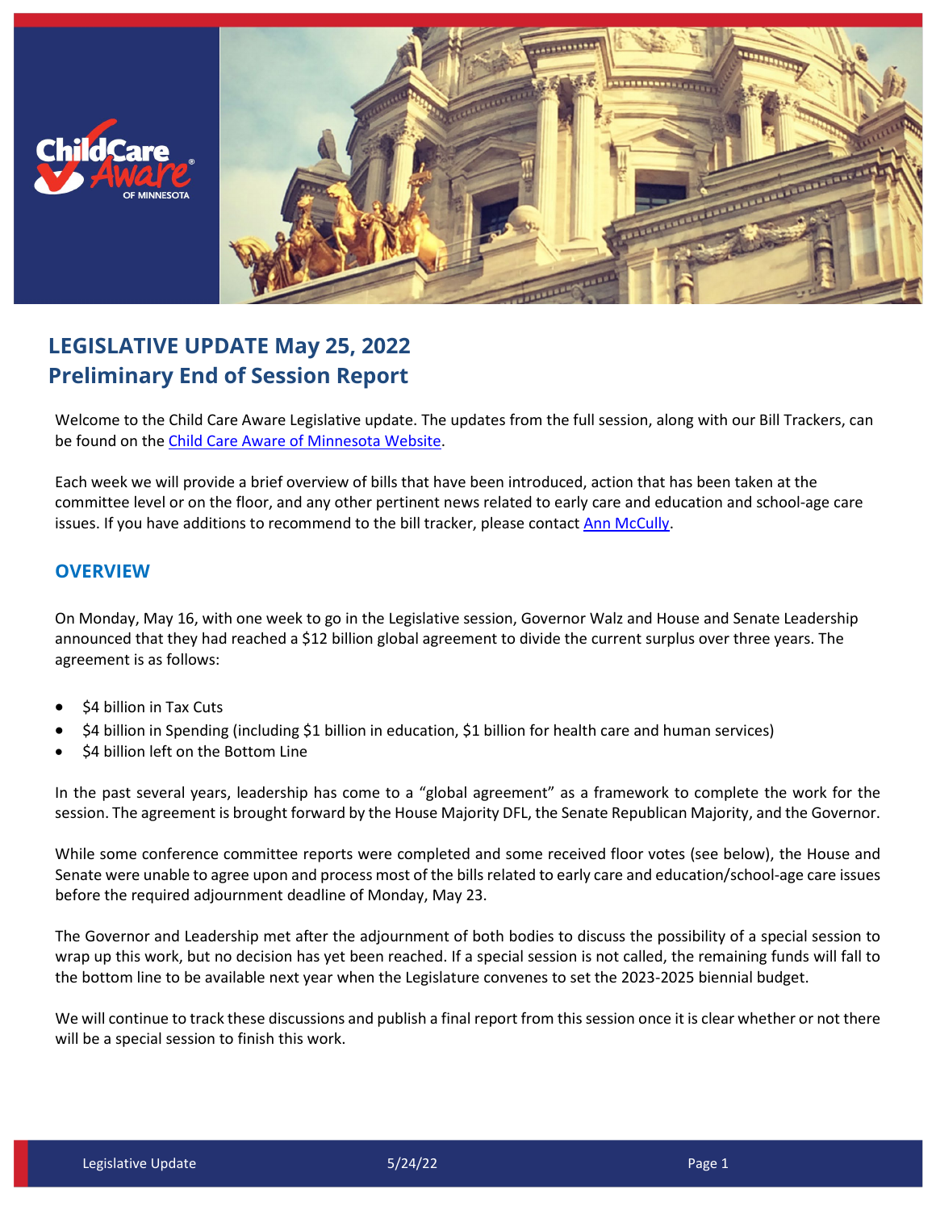# LEGISLATIVE UPDATE May 25, 2022
# Preliminary End of Session Report

Welcome to the Child Care Aware Legislative update. The updates from the full session, along with our Bill Trackers, can be found on the Child Care Aware of Minnesota Website.

Each week we will provide a brief overview of bills that have been introduced, action that has been taken at the committee level or on the floor, and any other pertinent news related to early care and education and school-age care issues. If you have additions to recommend to the bill tracker, please contact Ann McCully.

## OVERVIEW

On Monday, May 16, with one week to go in the Legislative session, Governor Walz and House and Senate Leadership announced that they had reached a $12 billion global agreement to divide the current surplus over three years. The agreement is as follows:

- $4 billion in Tax Cuts
- $4 billion in Spending (including $1 billion in education, $1 billion for health care and human services)
- $4 billion left on the Bottom Line

In the past several years, leadership has come to a "global agreement" as a framework to complete the work for the session. The agreement is brought forward by the House Majority DFL, the Senate Republican Majority, and the Governor.

While some conference committee reports were completed and some received floor votes (see below), the House and Senate were unable to agree upon and process most of the bills related to early care and education/school-age care issues before the required adjournment deadline of Monday, May 23.

The Governor and Leadership met after the adjournment of both bodies to discuss the possibility of a special session to wrap up this work, but no decision has yet been reached. If a special session is not called, the remaining funds will fall to the bottom line to be available next year when the Legislature convenes to set the 2023-2025 biennial budget.

We will continue to track these discussions and publish a final report from this session once it is clear whether or not there will be a special session to finish this work.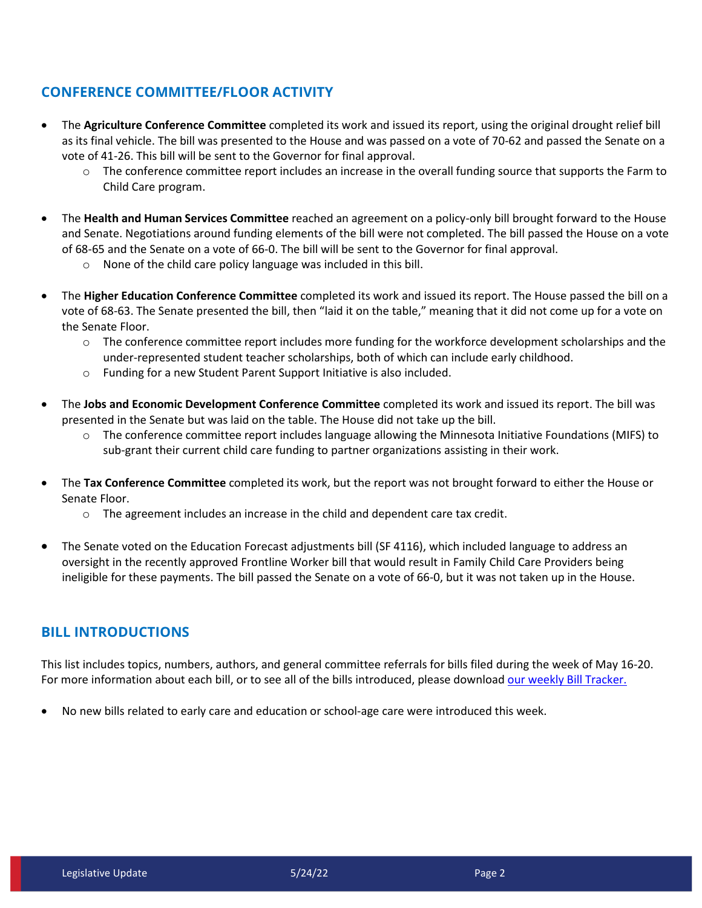## CONFERENCE COMMITTEE/FLOOR ACTIVITY

- The **Agriculture Conference Committee** completed its work and issued its report, using the original drought relief bill as its final vehicle. The bill was presented to the House and was passed on a vote of 70-62 and passed the Senate on a vote of 41-26. This bill will be sent to the Governor for final approval.
  - The conference committee report includes an increase in the overall funding source that supports the Farm to Child Care program.

- The **Health and Human Services Committee** reached an agreement on a policy-only bill brought forward to the House and Senate. Negotiations around funding elements of the bill were not completed. The bill passed the House on a vote of 68-65 and the Senate on a vote of 66-0. The bill will be sent to the Governor for final approval.
  - None of the child care policy language was included in this bill.

- The **Higher Education Conference Committee** completed its work and issued its report. The House passed the bill on a vote of 68-63. The Senate presented the bill, then "laid it on the table," meaning that it did not come up for a vote on the Senate Floor.
  - The conference committee report includes more funding for the workforce development scholarships and the under-represented student teacher scholarships, both of which can include early childhood.
  - Funding for a new Student Parent Support Initiative is also included.

- The **Jobs and Economic Development Conference Committee** completed its work and issued its report. The bill was presented in the Senate but was laid on the table. The House did not take up the bill.
  - The conference committee report includes language allowing the Minnesota Initiative Foundations (MIFS) to sub-grant their current child care funding to partner organizations assisting in their work.

- The **Tax Conference Committee** completed its work, but the report was not brought forward to either the House or Senate Floor.
  - The agreement includes an increase in the child and dependent care tax credit.

- The Senate voted on the Education Forecast adjustments bill (SF 4116), which included language to address an oversight in the recently approved Frontline Worker bill that would result in Family Child Care Providers being ineligible for these payments. The bill passed the Senate on a vote of 66-0, but it was not taken up in the House.

## BILL INTRODUCTIONS

This list includes topics, numbers, authors, and general committee referrals for bills filed during the week of May 16-20. For more information about each bill, or to see all of the bills introduced, please download [our weekly Bill Tracker.]

- No new bills related to early care and education or school-age care were introduced this week.